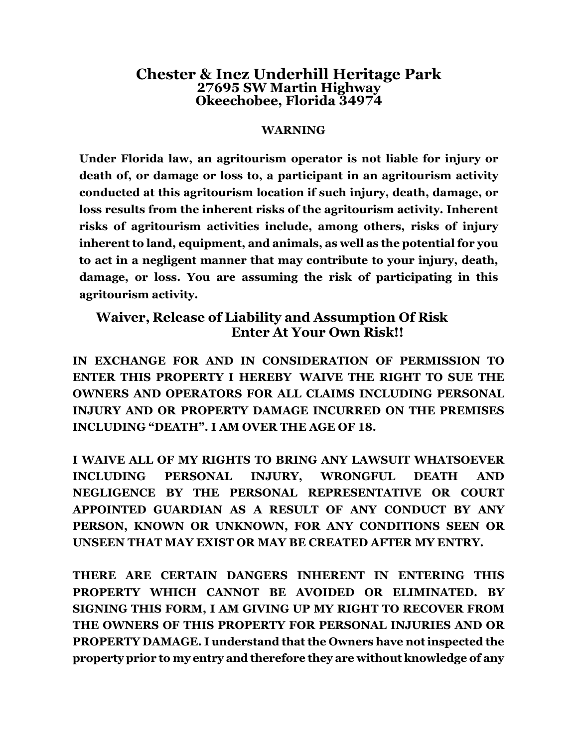# Chester & Inez Underhill Heritage Park
## 27695 SW Martin Highway
## Okeechobee, Florida 34974

**WARNING**

**Under Florida law, an agritourism operator is not liable for injury or death of, or damage or loss to, a participant in an agritourism activity conducted at this agritourism location if such injury, death, damage, or loss results from the inherent risks of the agritourism activity. Inherent risks of agritourism activities include, among others, risks of injury inherent to land, equipment, and animals, as well as the potential for you to act in a negligent manner that may contribute to your injury, death, damage, or loss. You are assuming the risk of participating in this agritourism activity.**

## Waiver, Release of Liability and Assumption Of Risk
## Enter At Your Own Risk!!

**IN EXCHANGE FOR AND IN CONSIDERATION OF PERMISSION TO ENTER THIS PROPERTY I HEREBY WAIVE THE RIGHT TO SUE THE OWNERS AND OPERATORS FOR ALL CLAIMS INCLUDING PERSONAL INJURY AND OR PROPERTY DAMAGE INCURRED ON THE PREMISES INCLUDING "DEATH". I AM OVER THE AGE OF 18.**

**I WAIVE ALL OF MY RIGHTS TO BRING ANY LAWSUIT WHATSOEVER INCLUDING PERSONAL INJURY, WRONGFUL DEATH AND NEGLIGENCE BY THE PERSONAL REPRESENTATIVE OR COURT APPOINTED GUARDIAN AS A RESULT OF ANY CONDUCT BY ANY PERSON, KNOWN OR UNKNOWN, FOR ANY CONDITIONS SEEN OR UNSEEN THAT MAY EXIST OR MAY BE CREATED AFTER MY ENTRY.**

**THERE ARE CERTAIN DANGERS INHERENT IN ENTERING THIS PROPERTY WHICH CANNOT BE AVOIDED OR ELIMINATED. BY SIGNING THIS FORM, I AM GIVING UP MY RIGHT TO RECOVER FROM THE OWNERS OF THIS PROPERTY FOR PERSONAL INJURIES AND OR PROPERTY DAMAGE. I understand that the Owners have not inspected the property prior to my entry and therefore they are without knowledge of any**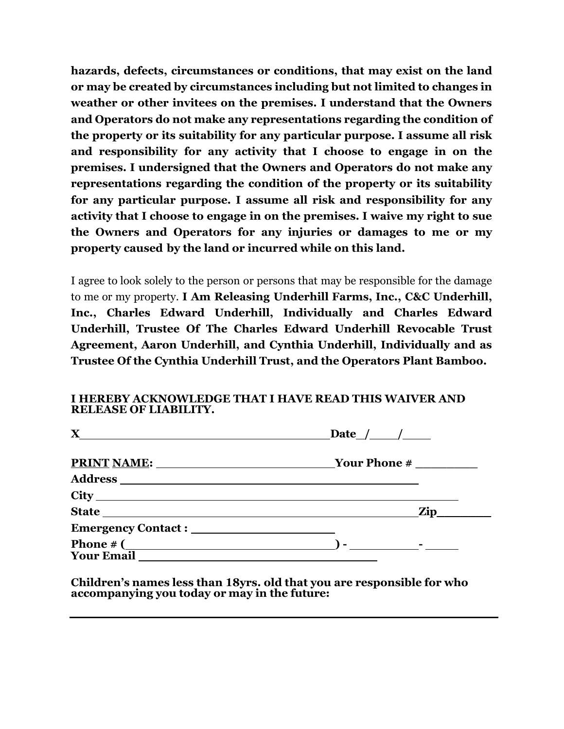**hazards, defects, circumstances or conditions, that may exist on the land or may be created by circumstances including but not limited to changes in weather or other invitees on the premises. I understand that the Owners and Operators do not make any representations regarding the condition of the property or its suitability for any particular purpose. I assume all risk and responsibility for any activity that I choose to engage in on the premises. I undersigned that the Owners and Operators do not make any representations regarding the condition of the property or its suitability for any particular purpose. I assume all risk and responsibility for any activity that I choose to engage in on the premises. I waive my right to sue the Owners and Operators for any injuries or damages to me or my property caused by the land or incurred while on this land.**

I agree to look solely to the person or persons that may be responsible for the damage to me or my property. **I Am Releasing Underhill Farms, Inc., C&C Underhill, Inc., Charles Edward Underhill, Individually and Charles Edward Underhill, Trustee Of The Charles Edward Underhill Revocable Trust Agreement, Aaron Underhill, and Cynthia Underhill, Individually and as Trustee Of the Cynthia Underhill Trust, and the Operators Plant Bamboo.**

**I HEREBY ACKNOWLEDGE THAT I HAVE READ THIS WAIVER AND RELEASE OF LIABILITY.**

**X**______________________________ **Date**__/____/____

**PRINT NAME:** ______________________ **Your Phone #** ________

**Address** ______________________________________

**City** __________________________________________

**State** _________________________________________ **Zip**_______

**Emergency Contact :** ____________________

**Phone # (**___________________________**) -** __________**-** _____

**Your Email** ______________________________

**Children's names less than 18yrs. old that you are responsible for who accompanying you today or may in the future:**

______________________________________________________________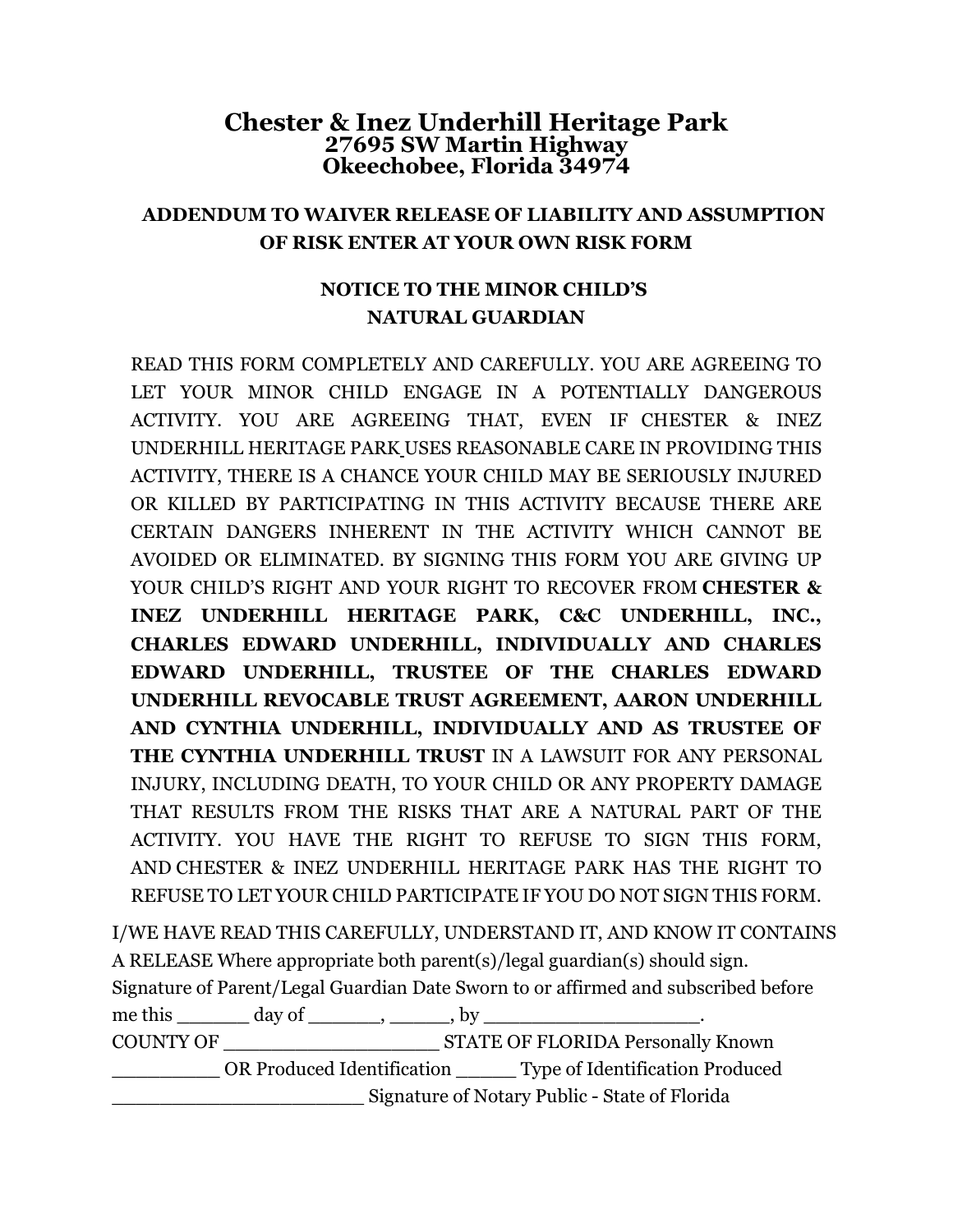# Chester & Inez Underhill Heritage Park

## 27695 SW Martin Highway
## Okeechobee, Florida 34974

### ADDENDUM TO WAIVER RELEASE OF LIABILITY AND ASSUMPTION OF RISK ENTER AT YOUR OWN RISK FORM

### NOTICE TO THE MINOR CHILD'S NATURAL GUARDIAN

READ THIS FORM COMPLETELY AND CAREFULLY. YOU ARE AGREEING TO LET YOUR MINOR CHILD ENGAGE IN A POTENTIALLY DANGEROUS ACTIVITY. YOU ARE AGREEING THAT, EVEN IF CHESTER & INEZ UNDERHILL HERITAGE PARK USES REASONABLE CARE IN PROVIDING THIS ACTIVITY, THERE IS A CHANCE YOUR CHILD MAY BE SERIOUSLY INJURED OR KILLED BY PARTICIPATING IN THIS ACTIVITY BECAUSE THERE ARE CERTAIN DANGERS INHERENT IN THE ACTIVITY WHICH CANNOT BE AVOIDED OR ELIMINATED. BY SIGNING THIS FORM YOU ARE GIVING UP YOUR CHILD'S RIGHT AND YOUR RIGHT TO RECOVER FROM **CHESTER & INEZ UNDERHILL HERITAGE PARK, C&C UNDERHILL, INC., CHARLES EDWARD UNDERHILL, INDIVIDUALLY AND CHARLES EDWARD UNDERHILL, TRUSTEE OF THE CHARLES EDWARD UNDERHILL REVOCABLE TRUST AGREEMENT, AARON UNDERHILL AND CYNTHIA UNDERHILL, INDIVIDUALLY AND AS TRUSTEE OF THE CYNTHIA UNDERHILL TRUST** IN A LAWSUIT FOR ANY PERSONAL INJURY, INCLUDING DEATH, TO YOUR CHILD OR ANY PROPERTY DAMAGE THAT RESULTS FROM THE RISKS THAT ARE A NATURAL PART OF THE ACTIVITY. YOU HAVE THE RIGHT TO REFUSE TO SIGN THIS FORM, AND CHESTER & INEZ UNDERHILL HERITAGE PARK HAS THE RIGHT TO REFUSE TO LET YOUR CHILD PARTICIPATE IF YOU DO NOT SIGN THIS FORM.

I/WE HAVE READ THIS CAREFULLY, UNDERSTAND IT, AND KNOW IT CONTAINS A RELEASE Where appropriate both parent(s)/legal guardian(s) should sign. Signature of Parent/Legal Guardian Date Sworn to or affirmed and subscribed before me this _______ day of _______, ______, by ___________________.
COUNTY OF ___________________ STATE OF FLORIDA Personally Known __________ OR Produced Identification ______ Type of Identification Produced ______________________ Signature of Notary Public - State of Florida